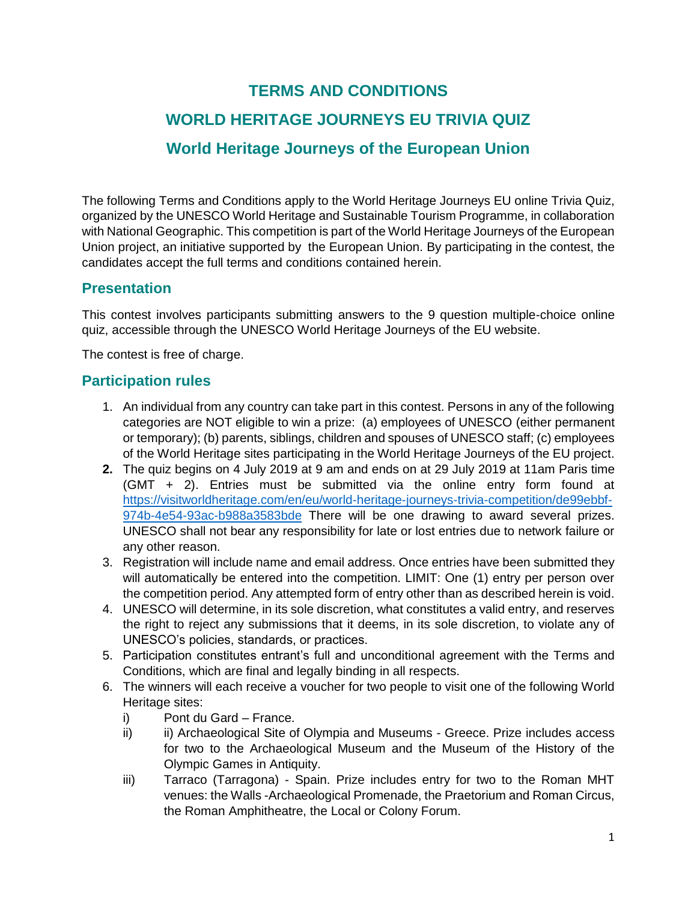# TERMS AND CONDITIONS

# WORLD HERITAGE JOURNEYS EU TRIVIA QUIZ

# World Heritage Journeys of the European Union

The following Terms and Conditions apply to the World Heritage Journeys EU online Trivia Quiz, organized by the UNESCO World Heritage and Sustainable Tourism Programme, in collaboration with National Geographic. This competition is part of the World Heritage Journeys of the European Union project, an initiative supported by the European Union. By participating in the contest, the candidates accept the full terms and conditions contained herein.

## Presentation

This contest involves participants submitting answers to the 9 question multiple-choice online quiz, accessible through the UNESCO World Heritage Journeys of the EU website.

The contest is free of charge.

## Participation rules

1. An individual from any country can take part in this contest. Persons in any of the following categories are NOT eligible to win a prize: (a) employees of UNESCO (either permanent or temporary); (b) parents, siblings, children and spouses of UNESCO staff; (c) employees of the World Heritage sites participating in the World Heritage Journeys of the EU project.
2. The quiz begins on 4 July 2019 at 9 am and ends on at 29 July 2019 at 11am Paris time (GMT + 2). Entries must be submitted via the online entry form found at [https://visitworldheritage.com/en/eu/world-heritage-journeys-trivia-competition/de99ebbf-974b-4e54-93ac-b988a3583bde](https://visitworldheritage.com/en/eu/world-heritage-journeys-trivia-competition/de99ebbf-974b-4e54-93ac-b988a3583bde) There will be one drawing to award several prizes. UNESCO shall not bear any responsibility for late or lost entries due to network failure or any other reason.
3. Registration will include name and email address. Once entries have been submitted they will automatically be entered into the competition. LIMIT: One (1) entry per person over the competition period. Any attempted form of entry other than as described herein is void.
4. UNESCO will determine, in its sole discretion, what constitutes a valid entry, and reserves the right to reject any submissions that it deems, in its sole discretion, to violate any of UNESCO's policies, standards, or practices.
5. Participation constitutes entrant's full and unconditional agreement with the Terms and Conditions, which are final and legally binding in all respects.
6. The winners will each receive a voucher for two people to visit one of the following World Heritage sites:
   i) Pont du Gard – France.
   ii) ii) Archaeological Site of Olympia and Museums - Greece. Prize includes access for two to the Archaeological Museum and the Museum of the History of the Olympic Games in Antiquity.
   iii) Tarraco (Tarragona) - Spain. Prize includes entry for two to the Roman MHT venues: the Walls -Archaeological Promenade, the Praetorium and Roman Circus, the Roman Amphitheatre, the Local or Colony Forum.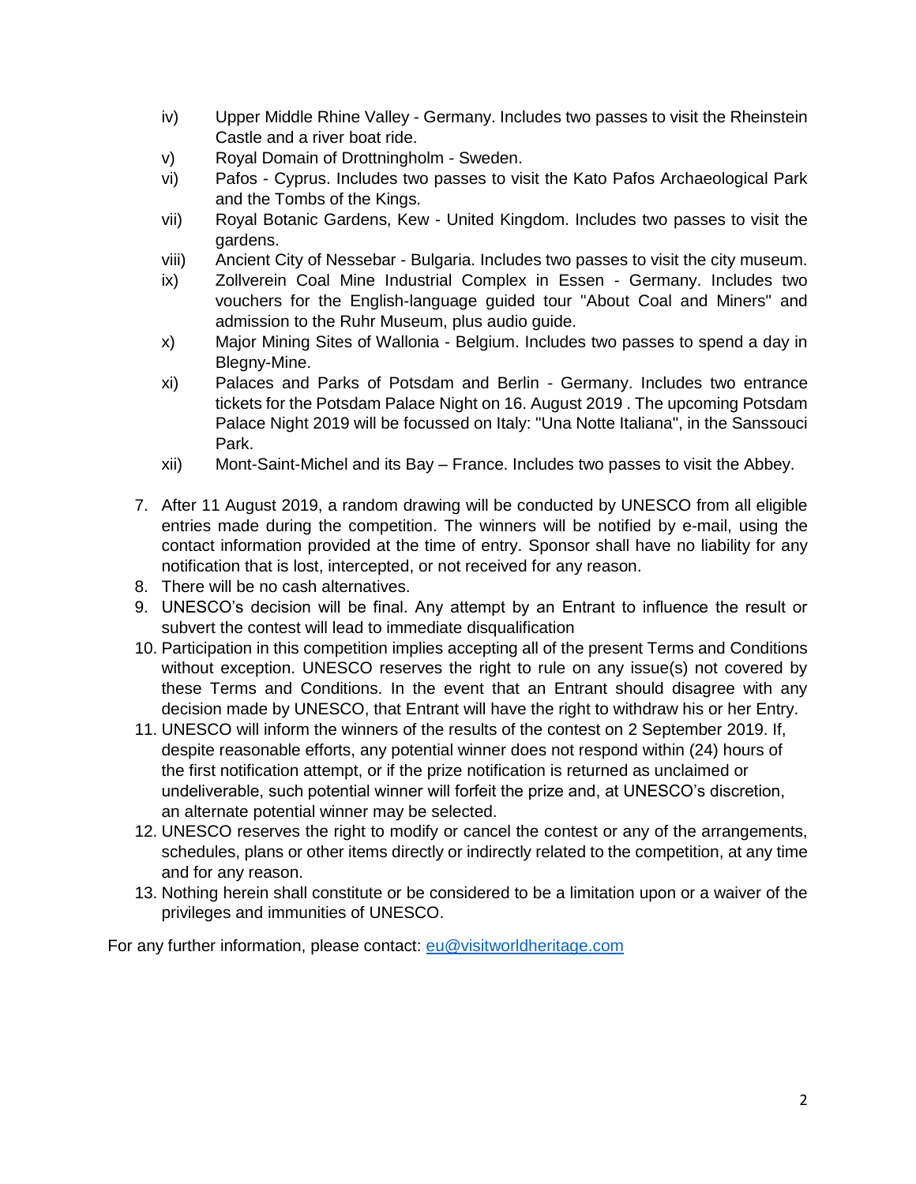iv) Upper Middle Rhine Valley - Germany. Includes two passes to visit the Rheinstein Castle and a river boat ride.

v) Royal Domain of Drottningholm - Sweden.

vi) Pafos - Cyprus. Includes two passes to visit the Kato Pafos Archaeological Park and the Tombs of the Kings.

vii) Royal Botanic Gardens, Kew - United Kingdom. Includes two passes to visit the gardens.

viii) Ancient City of Nessebar - Bulgaria. Includes two passes to visit the city museum.

ix) Zollverein Coal Mine Industrial Complex in Essen - Germany. Includes two vouchers for the English-language guided tour "About Coal and Miners" and admission to the Ruhr Museum, plus audio guide.

x) Major Mining Sites of Wallonia - Belgium. Includes two passes to spend a day in Blegny-Mine.

xi) Palaces and Parks of Potsdam and Berlin - Germany. Includes two entrance tickets for the Potsdam Palace Night on 16. August 2019 . The upcoming Potsdam Palace Night 2019 will be focussed on Italy: "Una Notte Italiana", in the Sanssouci Park.

xii) Mont-Saint-Michel and its Bay – France. Includes two passes to visit the Abbey.

7. After 11 August 2019, a random drawing will be conducted by UNESCO from all eligible entries made during the competition. The winners will be notified by e-mail, using the contact information provided at the time of entry. Sponsor shall have no liability for any notification that is lost, intercepted, or not received for any reason.
8. There will be no cash alternatives.
9. UNESCO's decision will be final. Any attempt by an Entrant to influence the result or subvert the contest will lead to immediate disqualification
10. Participation in this competition implies accepting all of the present Terms and Conditions without exception. UNESCO reserves the right to rule on any issue(s) not covered by these Terms and Conditions. In the event that an Entrant should disagree with any decision made by UNESCO, that Entrant will have the right to withdraw his or her Entry.
11. UNESCO will inform the winners of the results of the contest on 2 September 2019. If, despite reasonable efforts, any potential winner does not respond within (24) hours of the first notification attempt, or if the prize notification is returned as unclaimed or undeliverable, such potential winner will forfeit the prize and, at UNESCO's discretion, an alternate potential winner may be selected.
12. UNESCO reserves the right to modify or cancel the contest or any of the arrangements, schedules, plans or other items directly or indirectly related to the competition, at any time and for any reason.
13. Nothing herein shall constitute or be considered to be a limitation upon or a waiver of the privileges and immunities of UNESCO.

For any further information, please contact: eu@visitworldheritage.com